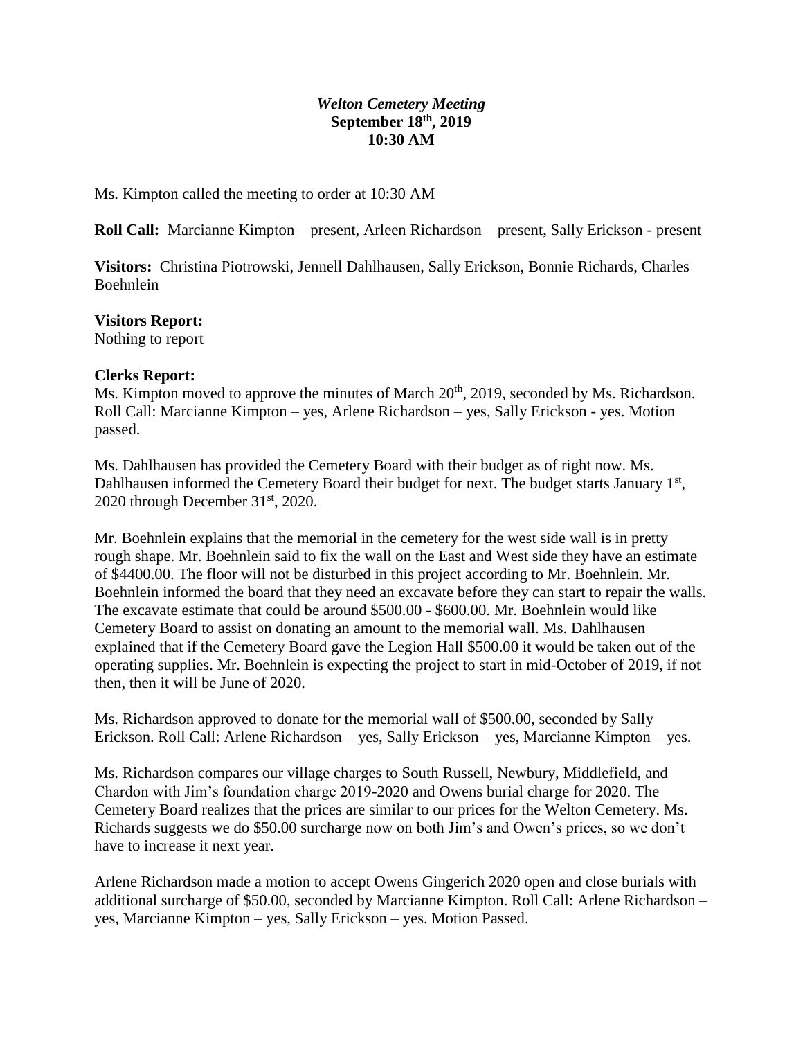***Welton Cemetery Meeting***
**September 18th, 2019**
**10:30 AM**

Ms. Kimpton called the meeting to order at 10:30 AM

**Roll Call:** Marcianne Kimpton – present, Arleen Richardson – present, Sally Erickson - present

**Visitors:** Christina Piotrowski, Jennell Dahlhausen, Sally Erickson, Bonnie Richards, Charles Boehnlein

**Visitors Report:**
Nothing to report

**Clerks Report:**
Ms. Kimpton moved to approve the minutes of March 20th, 2019, seconded by Ms. Richardson. Roll Call: Marcianne Kimpton – yes, Arlene Richardson – yes, Sally Erickson - yes. Motion passed.

Ms. Dahlhausen has provided the Cemetery Board with their budget as of right now. Ms. Dahlhausen informed the Cemetery Board their budget for next. The budget starts January 1st, 2020 through December 31st, 2020.

Mr. Boehnlein explains that the memorial in the cemetery for the west side wall is in pretty rough shape. Mr. Boehnlein said to fix the wall on the East and West side they have an estimate of $4400.00. The floor will not be disturbed in this project according to Mr. Boehnlein. Mr. Boehnlein informed the board that they need an excavate before they can start to repair the walls. The excavate estimate that could be around $500.00 - $600.00. Mr. Boehnlein would like Cemetery Board to assist on donating an amount to the memorial wall. Ms. Dahlhausen explained that if the Cemetery Board gave the Legion Hall $500.00 it would be taken out of the operating supplies. Mr. Boehnlein is expecting the project to start in mid-October of 2019, if not then, then it will be June of 2020.

Ms. Richardson approved to donate for the memorial wall of $500.00, seconded by Sally Erickson. Roll Call: Arlene Richardson – yes, Sally Erickson – yes, Marcianne Kimpton – yes.

Ms. Richardson compares our village charges to South Russell, Newbury, Middlefield, and Chardon with Jim's foundation charge 2019-2020 and Owens burial charge for 2020. The Cemetery Board realizes that the prices are similar to our prices for the Welton Cemetery. Ms. Richards suggests we do $50.00 surcharge now on both Jim's and Owen's prices, so we don't have to increase it next year.

Arlene Richardson made a motion to accept Owens Gingerich 2020 open and close burials with additional surcharge of $50.00, seconded by Marcianne Kimpton. Roll Call: Arlene Richardson – yes, Marcianne Kimpton – yes, Sally Erickson – yes. Motion Passed.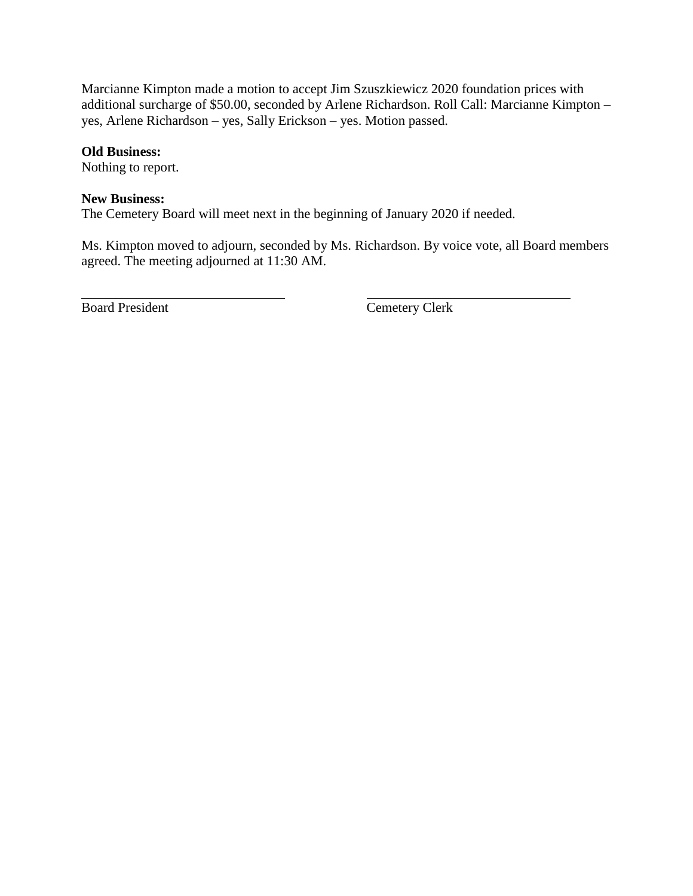Marcianne Kimpton made a motion to accept Jim Szuszkiewicz 2020 foundation prices with additional surcharge of $50.00, seconded by Arlene Richardson. Roll Call: Marcianne Kimpton – yes, Arlene Richardson – yes, Sally Erickson – yes. Motion passed.

**Old Business:**
Nothing to report.

**New Business:**
The Cemetery Board will meet next in the beginning of January 2020 if needed.

Ms. Kimpton moved to adjourn, seconded by Ms. Richardson. By voice vote, all Board members agreed. The meeting adjourned at 11:30 AM.

\_\_\_\_\_\_\_\_\_\_\_\_\_\_\_\_\_\_\_\_\_\_\_\_\_\_\_\_\_\_ \_\_\_\_\_\_\_\_\_\_\_\_\_\_\_\_\_\_\_\_\_\_\_\_\_\_\_\_\_\_

Board President Cemetery Clerk